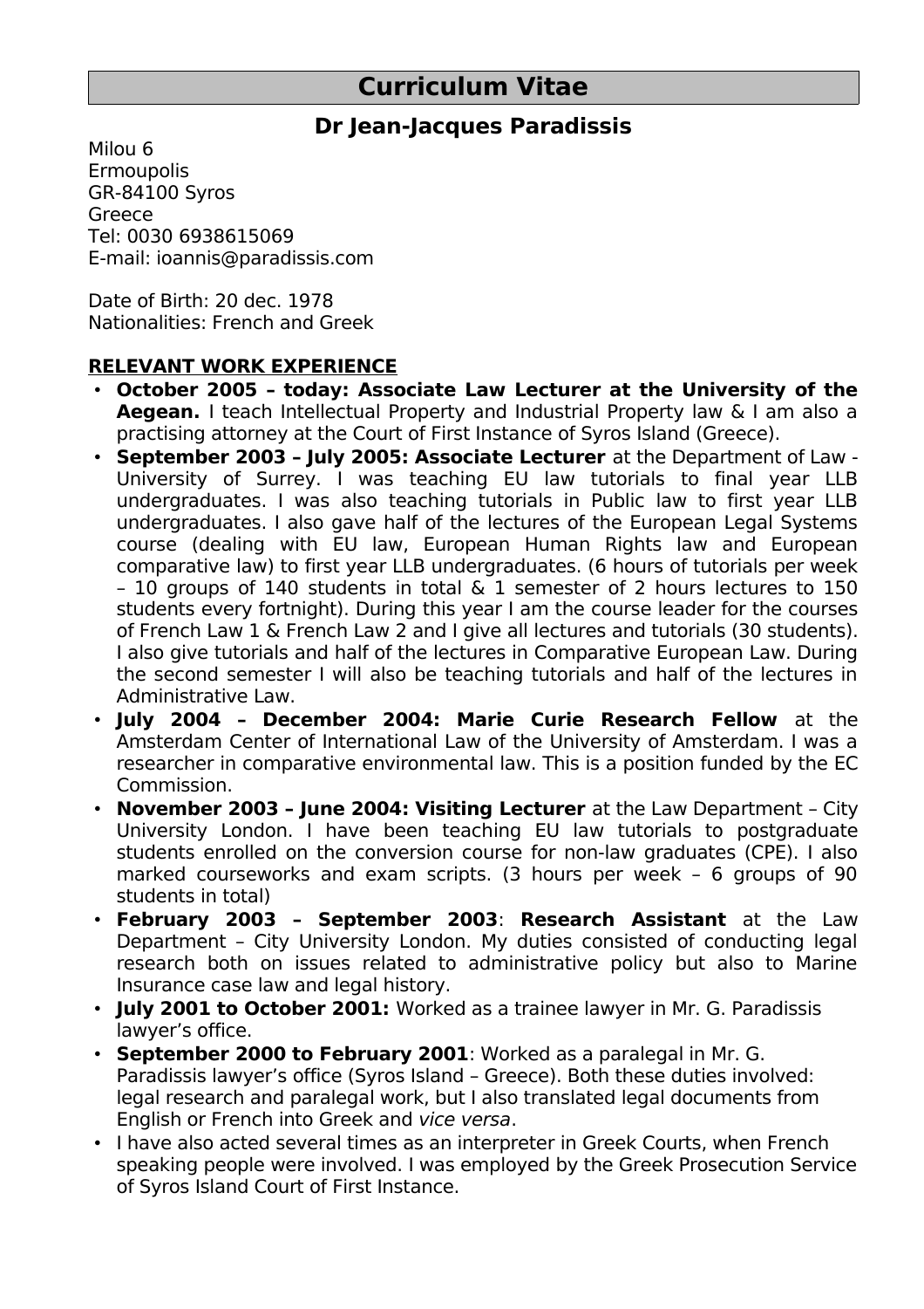# Curriculum Vitae

## Dr Jean-Jacques Paradissis

Milou 6
Ermoupolis
GR-84100 Syros
Greece
Tel: 0030 6938615069
E-mail: ioannis@paradissis.com

Date of Birth: 20 dec. 1978
Nationalities: French and Greek

### RELEVANT WORK EXPERIENCE

- **October 2005 – today: Associate Law Lecturer at the University of the Aegean.** I teach Intellectual Property and Industrial Property law & I am also a practising attorney at the Court of First Instance of Syros Island (Greece).
- **September 2003 – July 2005: Associate Lecturer** at the Department of Law - University of Surrey. I was teaching EU law tutorials to final year LLB undergraduates. I was also teaching tutorials in Public law to first year LLB undergraduates. I also gave half of the lectures of the European Legal Systems course (dealing with EU law, European Human Rights law and European comparative law) to first year LLB undergraduates. (6 hours of tutorials per week – 10 groups of 140 students in total & 1 semester of 2 hours lectures to 150 students every fortnight). During this year I am the course leader for the courses of French Law 1 & French Law 2 and I give all lectures and tutorials (30 students). I also give tutorials and half of the lectures in Comparative European Law. During the second semester I will also be teaching tutorials and half of the lectures in Administrative Law.
- **July 2004 – December 2004: Marie Curie Research Fellow** at the Amsterdam Center of International Law of the University of Amsterdam. I was a researcher in comparative environmental law. This is a position funded by the EC Commission.
- **November 2003 – June 2004: Visiting Lecturer** at the Law Department – City University London. I have been teaching EU law tutorials to postgraduate students enrolled on the conversion course for non-law graduates (CPE). I also marked courseworks and exam scripts. (3 hours per week – 6 groups of 90 students in total)
- **February 2003 – September 2003**: **Research Assistant** at the Law Department – City University London. My duties consisted of conducting legal research both on issues related to administrative policy but also to Marine Insurance case law and legal history.
- **July 2001 to October 2001:** Worked as a trainee lawyer in Mr. G. Paradissis lawyer's office.
- **September 2000 to February 2001**: Worked as a paralegal in Mr. G. Paradissis lawyer's office (Syros Island – Greece). Both these duties involved: legal research and paralegal work, but I also translated legal documents from English or French into Greek and *vice versa*.
- I have also acted several times as an interpreter in Greek Courts, when French speaking people were involved. I was employed by the Greek Prosecution Service of Syros Island Court of First Instance.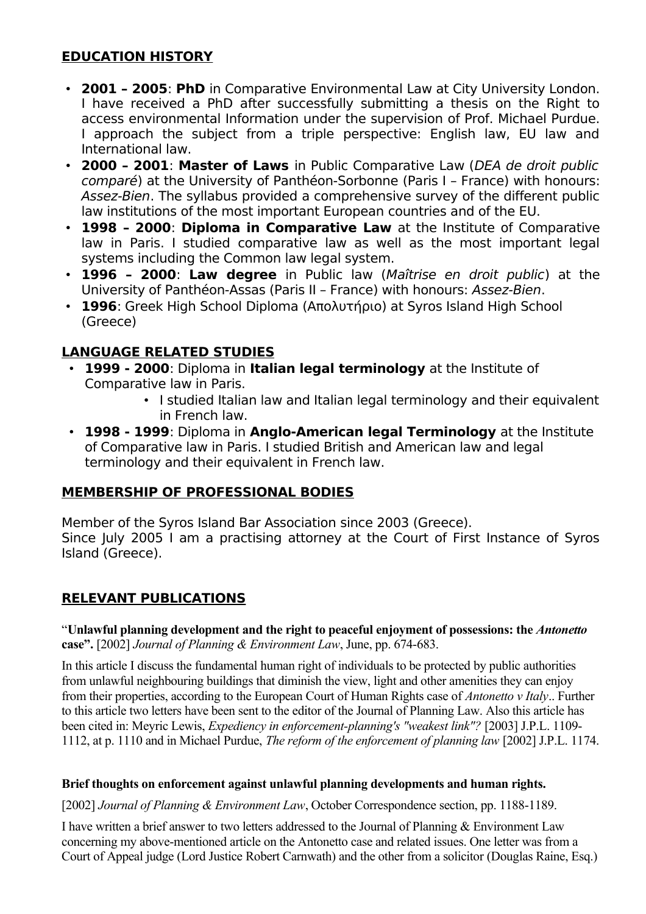## EDUCATION HISTORY

- **2001 – 2005**: **PhD** in Comparative Environmental Law at City University London. I have received a PhD after successfully submitting a thesis on the Right to access environmental Information under the supervision of Prof. Michael Purdue. I approach the subject from a triple perspective: English law, EU law and International law.
- **2000 – 2001**: **Master of Laws** in Public Comparative Law (*DEA de droit public comparé*) at the University of Panthéon-Sorbonne (Paris I – France) with honours: *Assez-Bien*. The syllabus provided a comprehensive survey of the different public law institutions of the most important European countries and of the EU.
- **1998 – 2000**: **Diploma in Comparative Law** at the Institute of Comparative law in Paris. I studied comparative law as well as the most important legal systems including the Common law legal system.
- **1996 – 2000**: **Law degree** in Public law (*Maîtrise en droit public*) at the University of Panthéon-Assas (Paris II – France) with honours: *Assez-Bien*.
- **1996**: Greek High School Diploma (Απολυτήριο) at Syros Island High School (Greece)

## LANGUAGE RELATED STUDIES

- **1999 - 2000**: Diploma in **Italian legal terminology** at the Institute of Comparative law in Paris.
  - I studied Italian law and Italian legal terminology and their equivalent in French law.
- **1998 - 1999**: Diploma in **Anglo-American legal Terminology** at the Institute of Comparative law in Paris. I studied British and American law and legal terminology and their equivalent in French law.

## MEMBERSHIP OF PROFESSIONAL BODIES

Member of the Syros Island Bar Association since 2003 (Greece).
Since July 2005 I am a practising attorney at the Court of First Instance of Syros Island (Greece).

## RELEVANT PUBLICATIONS

"**Unlawful planning development and the right to peaceful enjoyment of possessions: the *Antonetto* case".** [2002] *Journal of Planning & Environment Law*, June, pp. 674-683.

In this article I discuss the fundamental human right of individuals to be protected by public authorities from unlawful neighbouring buildings that diminish the view, light and other amenities they can enjoy from their properties, according to the European Court of Human Rights case of *Antonetto v Italy*.. Further to this article two letters have been sent to the editor of the Journal of Planning Law. Also this article has been cited in: Meyric Lewis, *Expediency in enforcement-planning's "weakest link"?* [2003] J.P.L. 1109-1112, at p. 1110 and in Michael Purdue, *The reform of the enforcement of planning law* [2002] J.P.L. 1174.

**Brief thoughts on enforcement against unlawful planning developments and human rights.**

[2002] *Journal of Planning & Environment Law*, October Correspondence section, pp. 1188-1189.

I have written a brief answer to two letters addressed to the Journal of Planning & Environment Law concerning my above-mentioned article on the Antonetto case and related issues. One letter was from a Court of Appeal judge (Lord Justice Robert Carnwath) and the other from a solicitor (Douglas Raine, Esq.)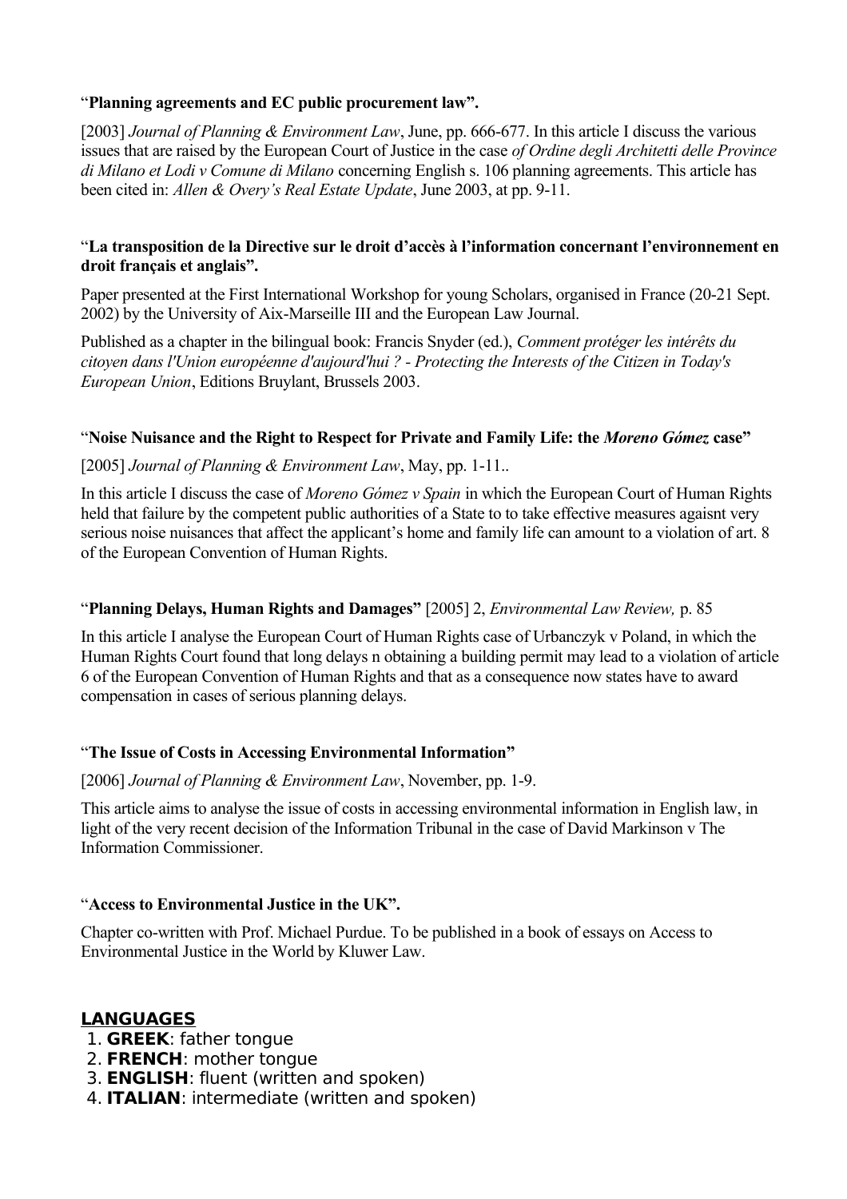"**Planning agreements and EC public procurement law**".

[2003] *Journal of Planning & Environment Law*, June, pp. 666-677. In this article I discuss the various issues that are raised by the European Court of Justice in the case *of Ordine degli Architetti delle Province di Milano et Lodi v Comune di Milano* concerning English s. 106 planning agreements. This article has been cited in: *Allen & Overy's Real Estate Update*, June 2003, at pp. 9-11.

"**La transposition de la Directive sur le droit d'accès à l'information concernant l'environnement en droit français et anglais**".

Paper presented at the First International Workshop for young Scholars, organised in France (20-21 Sept. 2002) by the University of Aix-Marseille III and the European Law Journal.

Published as a chapter in the bilingual book: Francis Snyder (ed.), *Comment protéger les intérêts du citoyen dans l'Union européenne d'aujourd'hui ? - Protecting the Interests of the Citizen in Today's European Union*, Editions Bruylant, Brussels 2003.

"**Noise Nuisance and the Right to Respect for Private and Family Life: the *Moreno Gómez* case**"

[2005] *Journal of Planning & Environment Law*, May, pp. 1-11..

In this article I discuss the case of *Moreno Gómez v Spain* in which the European Court of Human Rights held that failure by the competent public authorities of a State to to take effective measures agaisnt very serious noise nuisances that affect the applicant's home and family life can amount to a violation of art. 8 of the European Convention of Human Rights.

"**Planning Delays, Human Rights and Damages**" [2005] 2, *Environmental Law Review,* p. 85

In this article I analyse the European Court of Human Rights case of Urbanczyk v Poland, in which the Human Rights Court found that long delays n obtaining a building permit may lead to a violation of article 6 of the European Convention of Human Rights and that as a consequence now states have to award compensation in cases of serious planning delays.

"**The Issue of Costs in Accessing Environmental Information**"

[2006] *Journal of Planning & Environment Law*, November, pp. 1-9.

This article aims to analyse the issue of costs in accessing environmental information in English law, in light of the very recent decision of the Information Tribunal in the case of David Markinson v The Information Commissioner.

"**Access to Environmental Justice in the UK**".

Chapter co-written with Prof. Michael Purdue. To be published in a book of essays on Access to Environmental Justice in the World by Kluwer Law.

## LANGUAGES

1. **GREEK**: father tongue
2. **FRENCH**: mother tongue
3. **ENGLISH**: fluent (written and spoken)
4. **ITALIAN**: intermediate (written and spoken)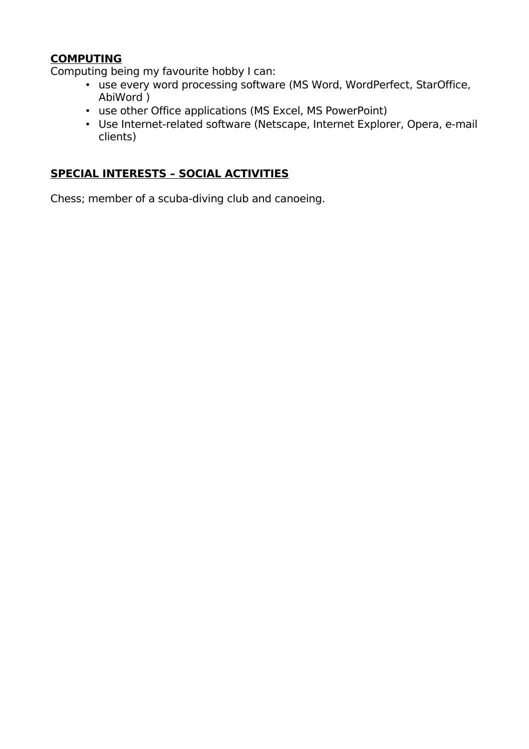**<u>COMPUTING</u>**

Computing being my favourite hobby I can:

- use every word processing software (MS Word, WordPerfect, StarOffice, AbiWord )
- use other Office applications (MS Excel, MS PowerPoint)
- Use Internet-related software (Netscape, Internet Explorer, Opera, e-mail clients)

**<u>SPECIAL INTERESTS – SOCIAL ACTIVITIES</u>**

Chess; member of a scuba-diving club and canoeing.